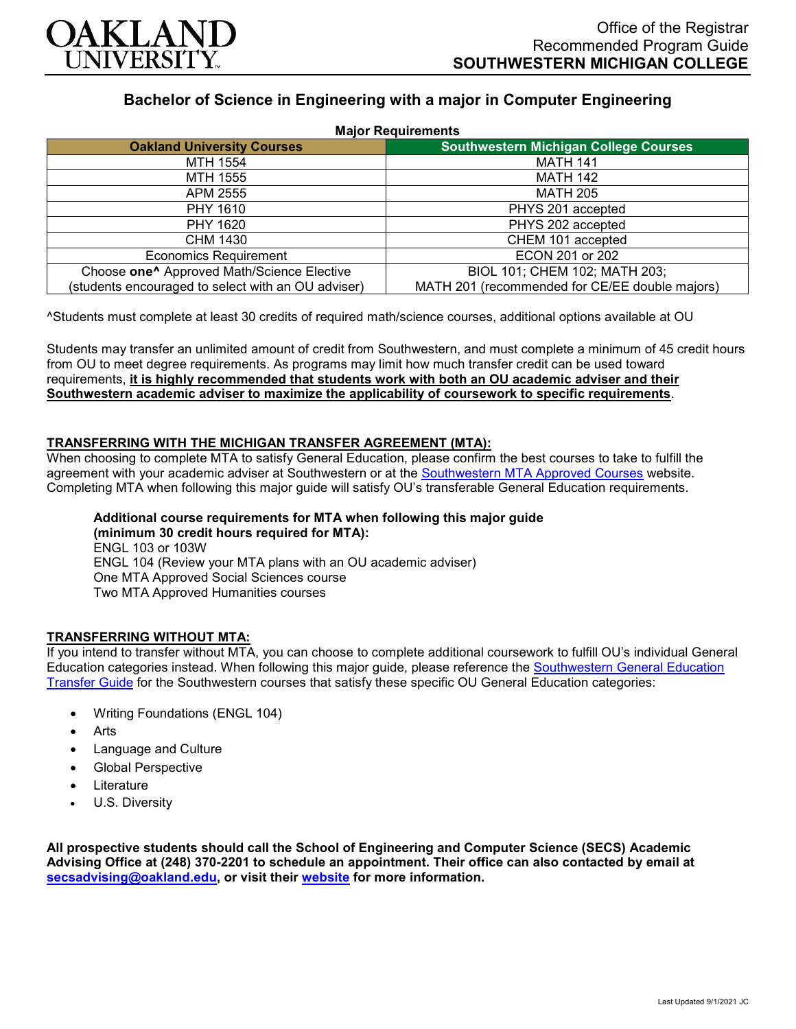OAKLAND UNIVERSITY

Office of the Registrar
Recommended Program Guide
**SOUTHWESTERN MICHIGAN COLLEGE**

## Bachelor of Science in Engineering with a major in Computer Engineering

**Major Requirements**

| Oakland University Courses | Southwestern Michigan College Courses |
|---|---|
| MTH 1554 | MATH 141 |
| MTH 1555 | MATH 142 |
| APM 2555 | MATH 205 |
| PHY 1610 | PHYS 201 accepted |
| PHY 1620 | PHYS 202 accepted |
| CHM 1430 | CHEM 101 accepted |
| Economics Requirement | ECON 201 or 202 |
| Choose **one^** Approved Math/Science Elective (students encouraged to select with an OU adviser) | BIOL 101; CHEM 102; MATH 203; MATH 201 (recommended for CE/EE double majors) |

^Students must complete at least 30 credits of required math/science courses, additional options available at OU

Students may transfer an unlimited amount of credit from Southwestern, and must complete a minimum of 45 credit hours from OU to meet degree requirements. As programs may limit how much transfer credit can be used toward requirements, **it is highly recommended that students work with both an OU academic adviser and their Southwestern academic adviser to maximize the applicability of coursework to specific requirements**.

### TRANSFERRING WITH THE MICHIGAN TRANSFER AGREEMENT (MTA):

When choosing to complete MTA to satisfy General Education, please confirm the best courses to take to fulfill the agreement with your academic adviser at Southwestern or at the Southwestern MTA Approved Courses website. Completing MTA when following this major guide will satisfy OU's transferable General Education requirements.

**Additional course requirements for MTA when following this major guide (minimum 30 credit hours required for MTA):**
ENGL 103 or 103W
ENGL 104 (Review your MTA plans with an OU academic adviser)
One MTA Approved Social Sciences course
Two MTA Approved Humanities courses

### TRANSFERRING WITHOUT MTA:

If you intend to transfer without MTA, you can choose to complete additional coursework to fulfill OU's individual General Education categories instead. When following this major guide, please reference the Southwestern General Education Transfer Guide for the Southwestern courses that satisfy these specific OU General Education categories:

- Writing Foundations (ENGL 104)
- Arts
- Language and Culture
- Global Perspective
- Literature
- U.S. Diversity

**All prospective students should call the School of Engineering and Computer Science (SECS) Academic Advising Office at (248) 370-2201 to schedule an appointment. Their office can also contacted by email at secsadvising@oakland.edu, or visit their website for more information.**

Last Updated 9/1/2021 JC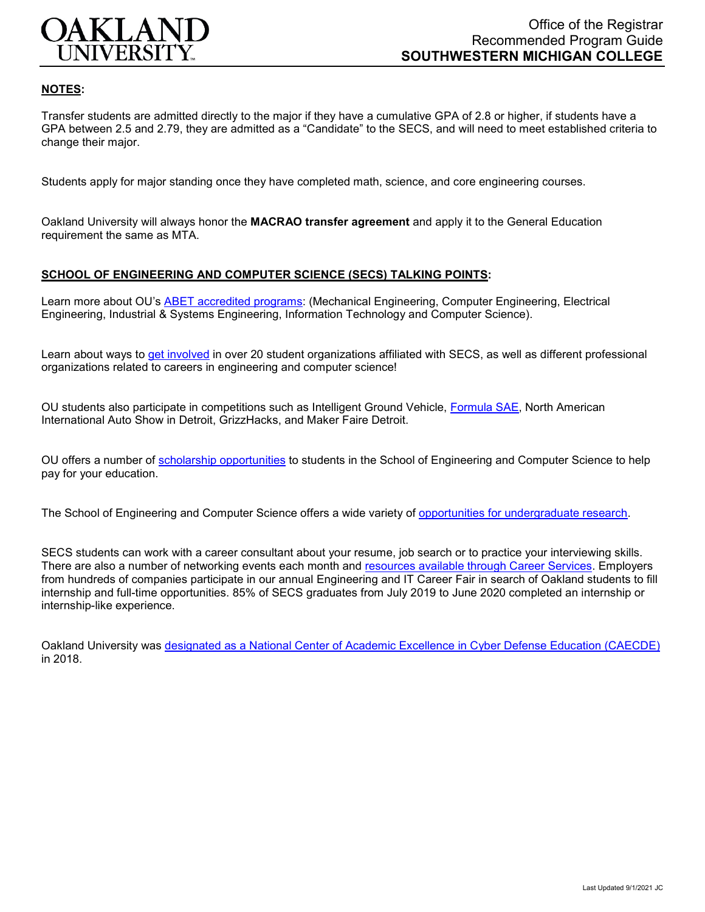**NOTES:**

Transfer students are admitted directly to the major if they have a cumulative GPA of 2.8 or higher, if students have a GPA between 2.5 and 2.79, they are admitted as a "Candidate" to the SECS, and will need to meet established criteria to change their major.

Students apply for major standing once they have completed math, science, and core engineering courses.

Oakland University will always honor the **MACRAO transfer agreement** and apply it to the General Education requirement the same as MTA.

**SCHOOL OF ENGINEERING AND COMPUTER SCIENCE (SECS) TALKING POINTS:**

Learn more about OU's ABET accredited programs: (Mechanical Engineering, Computer Engineering, Electrical Engineering, Industrial & Systems Engineering, Information Technology and Computer Science).

Learn about ways to get involved in over 20 student organizations affiliated with SECS, as well as different professional organizations related to careers in engineering and computer science!

OU students also participate in competitions such as Intelligent Ground Vehicle, Formula SAE, North American International Auto Show in Detroit, GrizzHacks, and Maker Faire Detroit.

OU offers a number of scholarship opportunities to students in the School of Engineering and Computer Science to help pay for your education.

The School of Engineering and Computer Science offers a wide variety of opportunities for undergraduate research.

SECS students can work with a career consultant about your resume, job search or to practice your interviewing skills. There are also a number of networking events each month and resources available through Career Services. Employers from hundreds of companies participate in our annual Engineering and IT Career Fair in search of Oakland students to fill internship and full-time opportunities. 85% of SECS graduates from July 2019 to June 2020 completed an internship or internship-like experience.

Oakland University was designated as a National Center of Academic Excellence in Cyber Defense Education (CAECDE) in 2018.

Last Updated 9/1/2021 JC